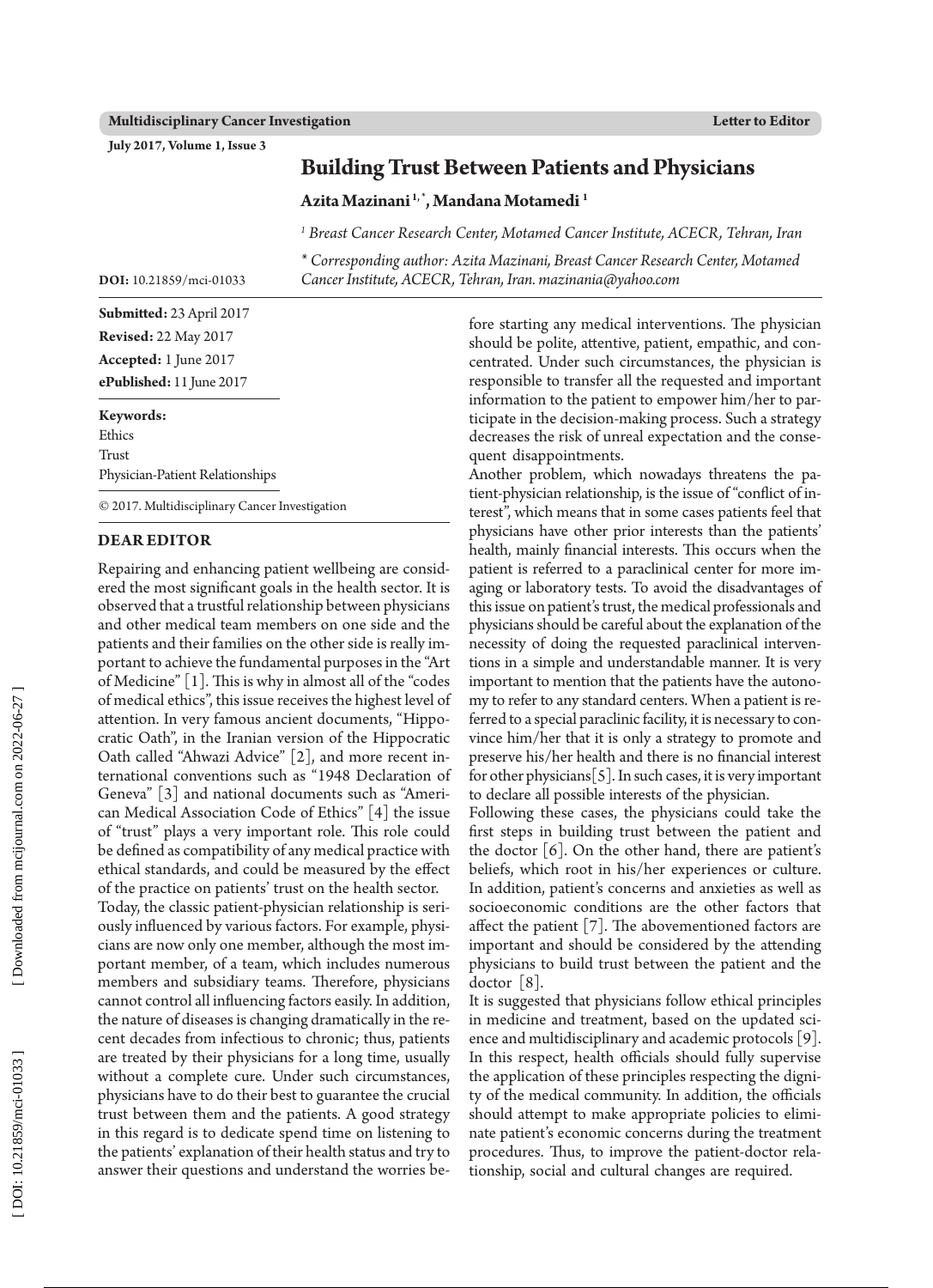Letter to Editor

# Building Trust Between Patients and Physicians

**Azita Mazinani** [1,*], **Mandana Motamedi** [1]

[1] *Breast Cancer Research Center, Motamed Cancer Institute, ACECR, Tehran, Iran*

\* *Corresponding author: Azita Mazinani, Breast Cancer Research Center, Motamed Cancer Institute, ACECR, Tehran, Iran. mazinania@yahoo.com*

**DOI:** 10.21859/mci-01033

**Submitted:** 23 April 2017
**Revised:** 22 May 2017
**Accepted:** 1 June 2017
**ePublished:** 11 June 2017

**Keywords:**
Ethics
Trust
Physician-Patient Relationships

© 2017. Multidisciplinary Cancer Investigation

## DEAR EDITOR

Repairing and enhancing patient wellbeing are considered the most significant goals in the health sector. It is observed that a trustful relationship between physicians and other medical team members on one side and the patients and their families on the other side is really important to achieve the fundamental purposes in the "Art of Medicine" [1]. This is why in almost all of the "codes of medical ethics", this issue receives the highest level of attention. In very famous ancient documents, "Hippocratic Oath", in the Iranian version of the Hippocratic Oath called "Ahwazi Advice" [2], and more recent international conventions such as "1948 Declaration of Geneva" [3] and national documents such as "American Medical Association Code of Ethics" [4] the issue of "trust" plays a very important role. This role could be defined as compatibility of any medical practice with ethical standards, and could be measured by the effect of the practice on patients' trust on the health sector.

Today, the classic patient-physician relationship is seriously influenced by various factors. For example, physicians are now only one member, although the most important member, of a team, which includes numerous members and subsidiary teams. Therefore, physicians cannot control all influencing factors easily. In addition, the nature of diseases is changing dramatically in the recent decades from infectious to chronic; thus, patients are treated by their physicians for a long time, usually without a complete cure. Under such circumstances, physicians have to do their best to guarantee the crucial trust between them and the patients. A good strategy in this regard is to dedicate spend time on listening to the patients' explanation of their health status and try to answer their questions and understand the worries before starting any medical interventions. The physician should be polite, attentive, patient, empathic, and concentrated. Under such circumstances, the physician is responsible to transfer all the requested and important information to the patient to empower him/her to participate in the decision-making process. Such a strategy decreases the risk of unreal expectation and the consequent disappointments.

Another problem, which nowadays threatens the patient-physician relationship, is the issue of "conflict of interest", which means that in some cases patients feel that physicians have other prior interests than the patients' health, mainly financial interests. This occurs when the patient is referred to a paraclinical center for more imaging or laboratory tests. To avoid the disadvantages of this issue on patient's trust, the medical professionals and physicians should be careful about the explanation of the necessity of doing the requested paraclinical interventions in a simple and understandable manner. It is very important to mention that the patients have the autonomy to refer to any standard centers. When a patient is referred to a special paraclinic facility, it is necessary to convince him/her that it is only a strategy to promote and preserve his/her health and there is no financial interest for other physicians [5]. In such cases, it is very important to declare all possible interests of the physician.

Following these cases, the physicians could take the first steps in building trust between the patient and the doctor [6]. On the other hand, there are patient's beliefs, which root in his/her experiences or culture. In addition, patient's concerns and anxieties as well as socioeconomic conditions are the other factors that affect the patient [7]. The abovementioned factors are important and should be considered by the attending physicians to build trust between the patient and the doctor [8].

It is suggested that physicians follow ethical principles in medicine and treatment, based on the updated science and multidisciplinary and academic protocols [9]. In this respect, health officials should fully supervise the application of these principles respecting the dignity of the medical community. In addition, the officials should attempt to make appropriate policies to eliminate patient's economic concerns during the treatment procedures. Thus, to improve the patient-doctor relationship, social and cultural changes are required.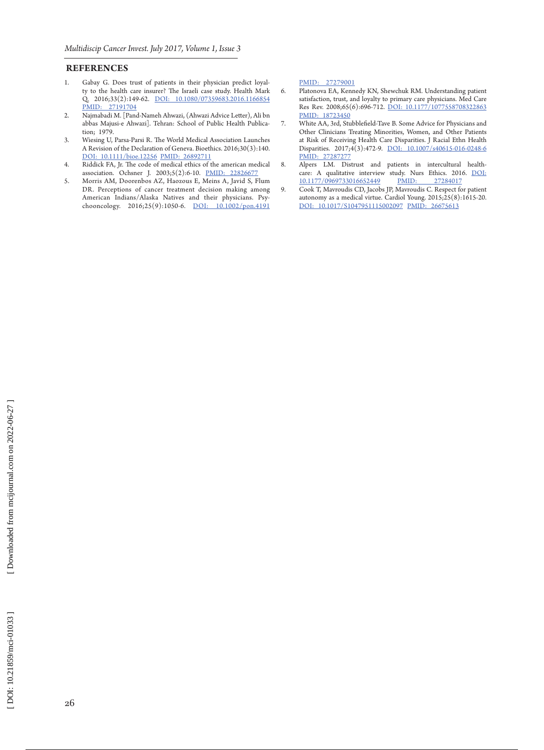## REFERENCES

1. Gabay G. Does trust of patients in their physician predict loyalty to the health care insurer? The Israeli case study. Health Mark Q. 2016;33(2):149-62. DOI: 10.1080/07359683.2016.1166854 PMID: 27191704
2. Najmabadi M. [Pand-Nameh Ahwazi, (Ahwazi Advice Letter), Ali bn abbas Majusi-e Ahwazi]. Tehran: School of Public Health Publication; 1979.
3. Wiesing U, Parsa-Parsi R. The World Medical Association Launches A Revision of the Declaration of Geneva. Bioethics. 2016;30(3):140. DOI: 10.1111/bioe.12256 PMID: 26892711
4. Riddick FA, Jr. The code of medical ethics of the american medical association. Ochsner J. 2003;5(2):6-10. PMID: 22826677
5. Morris AM, Doorenbos AZ, Haozous E, Meins A, Javid S, Flum DR. Perceptions of cancer treatment decision making among American Indians/Alaska Natives and their physicians. Psychooncology. 2016;25(9):1050-6. DOI: 10.1002/pon.4191 PMID: 27279001
6. Platonova EA, Kennedy KN, Shewchuk RM. Understanding patient satisfaction, trust, and loyalty to primary care physicians. Med Care Res Rev. 2008;65(6):696-712. DOI: 10.1177/1077558708322863 PMID: 18723450
7. White AA, 3rd, Stubblefield-Tave B. Some Advice for Physicians and Other Clinicians Treating Minorities, Women, and Other Patients at Risk of Receiving Health Care Disparities. J Racial Ethn Health Disparities. 2017;4(3):472-9. DOI: 10.1007/s40615-016-0248-6 PMID: 27287277
8. Alpers LM. Distrust and patients in intercultural healthcare: A qualitative interview study. Nurs Ethics. 2016. DOI: 10.1177/0969733016652449 PMID: 27284017
9. Cook T, Mavroudis CD, Jacobs JP, Mavroudis C. Respect for patient autonomy as a medical virtue. Cardiol Young. 2015;25(8):1615-20. DOI: 10.1017/S1047951115002097 PMID: 26675613